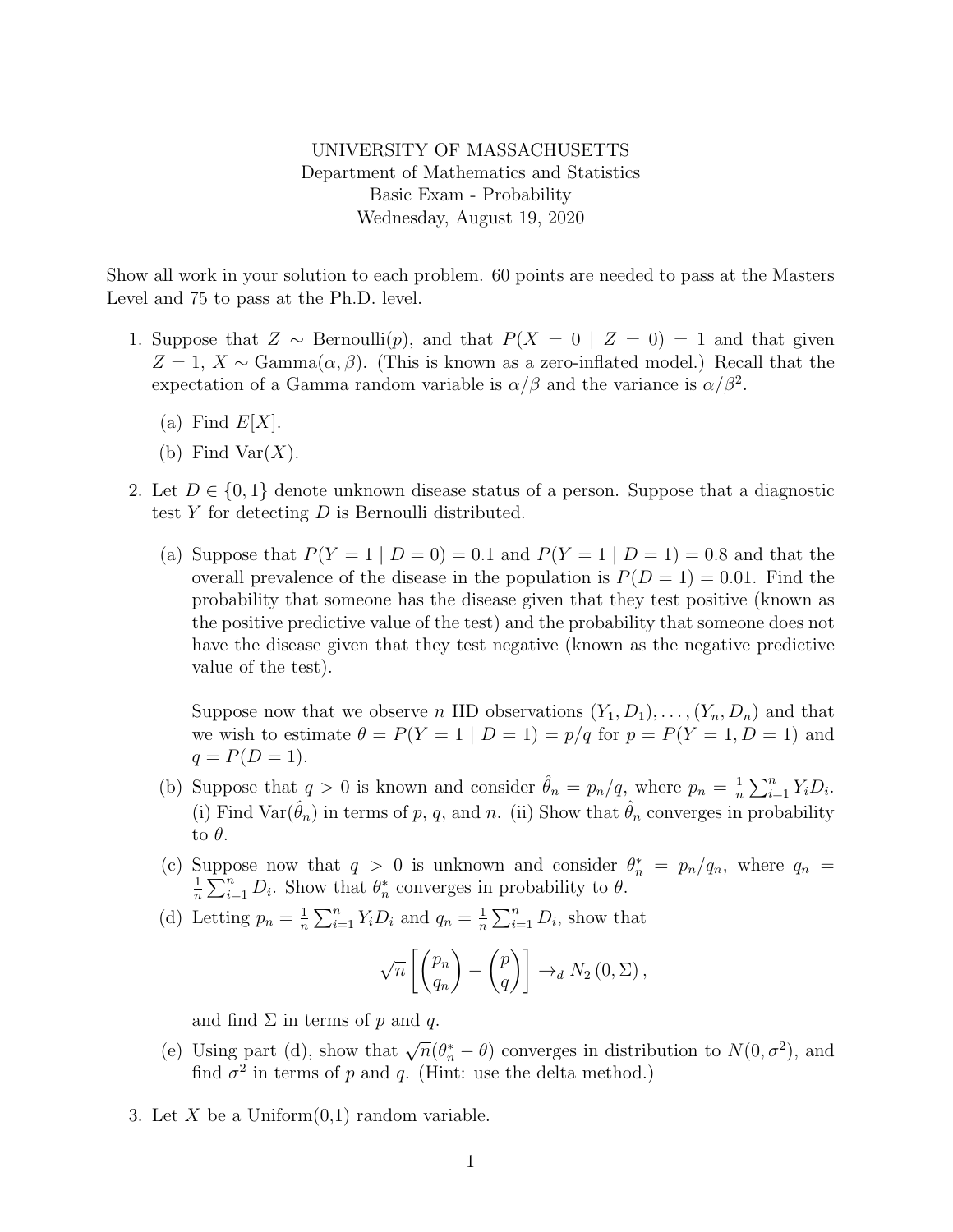UNIVERSITY OF MASSACHUSETTS
Department of Mathematics and Statistics
Basic Exam - Probability
Wednesday, August 19, 2020

Show all work in your solution to each problem. 60 points are needed to pass at the Masters Level and 75 to pass at the Ph.D. level.

1. Suppose that $Z \sim \text{Bernoulli}(p)$, and that $P(X = 0 \mid Z = 0) = 1$ and that given $Z = 1$, $X \sim \text{Gamma}(\alpha, \beta)$. (This is known as a zero-inflated model.) Recall that the expectation of a Gamma random variable is $\alpha/\beta$ and the variance is $\alpha/\beta^2$.

   (a) Find $E[X]$.

   (b) Find $\text{Var}(X)$.

2. Let $D \in \{0, 1\}$ denote unknown disease status of a person. Suppose that a diagnostic test $Y$ for detecting $D$ is Bernoulli distributed.

   (a) Suppose that $P(Y = 1 \mid D = 0) = 0.1$ and $P(Y = 1 \mid D = 1) = 0.8$ and that the overall prevalence of the disease in the population is $P(D = 1) = 0.01$. Find the probability that someone has the disease given that they test positive (known as the positive predictive value of the test) and the probability that someone does not have the disease given that they test negative (known as the negative predictive value of the test).

   Suppose now that we observe $n$ IID observations $(Y_1, D_1), \ldots, (Y_n, D_n)$ and that we wish to estimate $\theta = P(Y = 1 \mid D = 1) = p/q$ for $p = P(Y = 1, D = 1)$ and $q = P(D = 1)$.

   (b) Suppose that $q > 0$ is known and consider $\hat{\theta}_n = p_n/q$, where $p_n = \frac{1}{n}\sum_{i=1}^{n} Y_i D_i$. (i) Find $\text{Var}(\hat{\theta}_n)$ in terms of $p$, $q$, and $n$. (ii) Show that $\hat{\theta}_n$ converges in probability to $\theta$.

   (c) Suppose now that $q > 0$ is unknown and consider $\theta_n^* = p_n/q_n$, where $q_n = \frac{1}{n}\sum_{i=1}^{n} D_i$. Show that $\theta_n^*$ converges in probability to $\theta$.

   (d) Letting $p_n = \frac{1}{n}\sum_{i=1}^{n} Y_i D_i$ and $q_n = \frac{1}{n}\sum_{i=1}^{n} D_i$, show that

   $$\sqrt{n}\left[\begin{pmatrix} p_n \\ q_n \end{pmatrix} - \begin{pmatrix} p \\ q \end{pmatrix}\right] \to_d N_2\left(0, \Sigma\right),$$

   and find $\Sigma$ in terms of $p$ and $q$.

   (e) Using part (d), show that $\sqrt{n}(\theta_n^* - \theta)$ converges in distribution to $N(0, \sigma^2)$, and find $\sigma^2$ in terms of $p$ and $q$. (Hint: use the delta method.)

3. Let $X$ be a Uniform(0,1) random variable.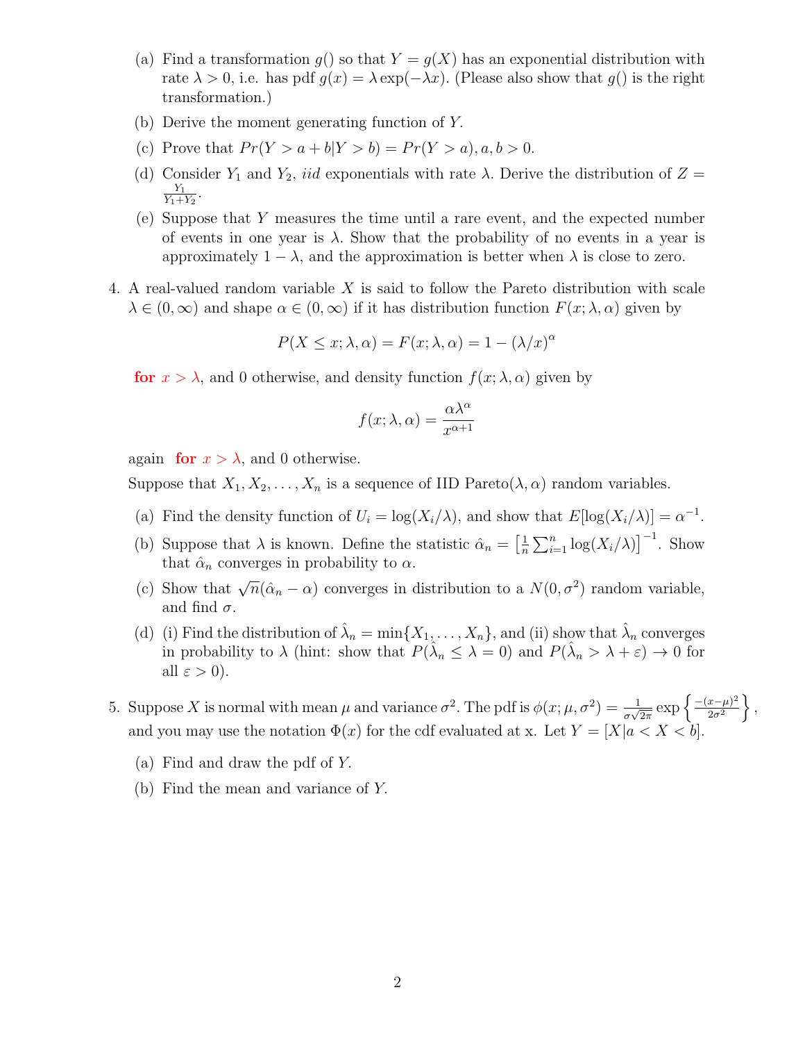(a) Find a transformation $g()$ so that $Y = g(X)$ has an exponential distribution with rate $\lambda > 0$, i.e. has pdf $g(x) = \lambda \exp(-\lambda x)$. (Please also show that $g()$ is the right transformation.)

(b) Derive the moment generating function of $Y$.

(c) Prove that $Pr(Y > a + b | Y > b) = Pr(Y > a), a, b > 0$.

(d) Consider $Y_1$ and $Y_2$, *iid* exponentials with rate $\lambda$. Derive the distribution of $Z = \frac{Y_1}{Y_1 + Y_2}$.

(e) Suppose that $Y$ measures the time until a rare event, and the expected number of events in one year is $\lambda$. Show that the probability of no events in a year is approximately $1 - \lambda$, and the approximation is better when $\lambda$ is close to zero.

4. A real-valued random variable $X$ is said to follow the Pareto distribution with scale $\lambda \in (0, \infty)$ and shape $\alpha \in (0, \infty)$ if it has distribution function $F(x; \lambda, \alpha)$ given by

$$P(X \leq x; \lambda, \alpha) = F(x; \lambda, \alpha) = 1 - (\lambda/x)^{\alpha}$$

**for $x > \lambda$**, and 0 otherwise, and density function $f(x; \lambda, \alpha)$ given by

$$f(x; \lambda, \alpha) = \frac{\alpha \lambda^{\alpha}}{x^{\alpha+1}}$$

again **for $x > \lambda$**, and 0 otherwise.

Suppose that $X_1, X_2, \ldots, X_n$ is a sequence of IID Pareto$(\lambda, \alpha)$ random variables.

(a) Find the density function of $U_i = \log(X_i/\lambda)$, and show that $E[\log(X_i/\lambda)] = \alpha^{-1}$.

(b) Suppose that $\lambda$ is known. Define the statistic $\hat{\alpha}_n = \left[\frac{1}{n}\sum_{i=1}^{n} \log(X_i/\lambda)\right]^{-1}$. Show that $\hat{\alpha}_n$ converges in probability to $\alpha$.

(c) Show that $\sqrt{n}(\hat{\alpha}_n - \alpha)$ converges in distribution to a $N(0, \sigma^2)$ random variable, and find $\sigma$.

(d) (i) Find the distribution of $\hat{\lambda}_n = \min\{X_1, \ldots, X_n\}$, and (ii) show that $\hat{\lambda}_n$ converges in probability to $\lambda$ (hint: show that $P(\hat{\lambda}_n \leq \lambda = 0)$ and $P(\hat{\lambda}_n > \lambda + \varepsilon) \to 0$ for all $\varepsilon > 0$).

5. Suppose $X$ is normal with mean $\mu$ and variance $\sigma^2$. The pdf is $\phi(x; \mu, \sigma^2) = \frac{1}{\sigma\sqrt{2\pi}} \exp\left\{\frac{-(x-\mu)^2}{2\sigma^2}\right\}$, and you may use the notation $\Phi(x)$ for the cdf evaluated at x. Let $Y = [X | a < X < b]$.

(a) Find and draw the pdf of $Y$.

(b) Find the mean and variance of $Y$.